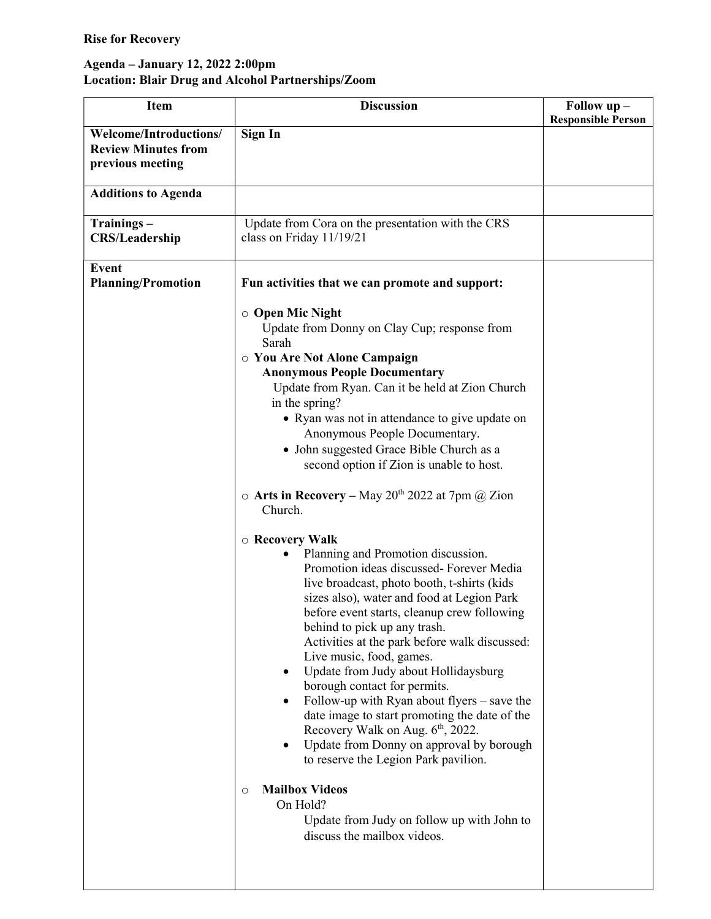**Rise for Recovery**

**Agenda – January 12, 2022 2:00pm**
**Location: Blair Drug and Alcohol Partnerships/Zoom**

| Item | Discussion | Follow up – Responsible Person |
|---|---|---|
| **Welcome/Introductions/ Review Minutes from previous meeting** | **Sign In** | |
| **Additions to Agenda** | | |
| **Trainings – CRS/Leadership** | Update from Cora on the presentation with the CRS class on Friday 11/19/21 | |
| **Event Planning/Promotion** | **Fun activities that we can promote and support:**<br><br>○ **Open Mic Night**<br>Update from Donny on Clay Cup; response from Sarah<br>○ **You Are Not Alone Campaign**<br>**Anonymous People Documentary**<br>Update from Ryan. Can it be held at Zion Church in the spring?<br>• Ryan was not in attendance to give update on Anonymous People Documentary.<br>• John suggested Grace Bible Church as a second option if Zion is unable to host.<br><br>○ **Arts in Recovery –** May 20th 2022 at 7pm @ Zion Church.<br><br>○ **Recovery Walk**<br>• Planning and Promotion discussion. Promotion ideas discussed- Forever Media live broadcast, photo booth, t-shirts (kids sizes also), water and food at Legion Park before event starts, cleanup crew following behind to pick up any trash. Activities at the park before walk discussed: Live music, food, games.<br>• Update from Judy about Hollidaysburg borough contact for permits.<br>• Follow-up with Ryan about flyers – save the date image to start promoting the date of the Recovery Walk on Aug. 6th, 2022.<br>• Update from Donny on approval by borough to reserve the Legion Park pavilion.<br><br>○ **Mailbox Videos**<br>On Hold?<br>Update from Judy on follow up with John to discuss the mailbox videos. | |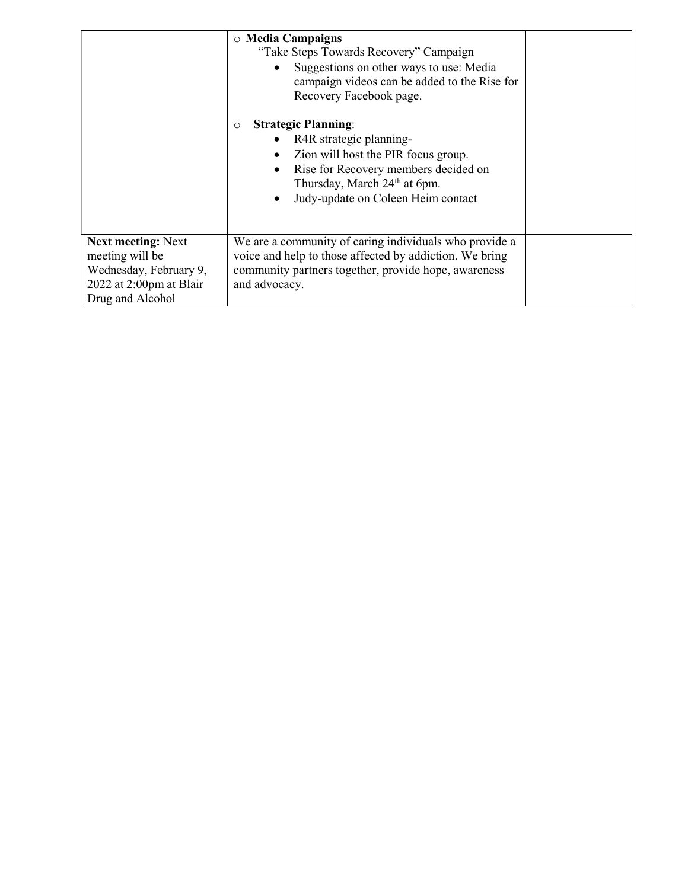| | | |
|---|---|---|
| | ○ **Media Campaigns**<br>"Take Steps Towards Recovery" Campaign<br>• Suggestions on other ways to use: Media campaign videos can be added to the Rise for Recovery Facebook page.<br><br>○ **Strategic Planning**:<br>• R4R strategic planning-<br>• Zion will host the PIR focus group.<br>• Rise for Recovery members decided on Thursday, March 24th at 6pm.<br>• Judy-update on Coleen Heim contact | |
| **Next meeting:** Next meeting will be Wednesday, February 9, 2022 at 2:00pm at Blair Drug and Alcohol | We are a community of caring individuals who provide a voice and help to those affected by addiction. We bring community partners together, provide hope, awareness and advocacy. | |